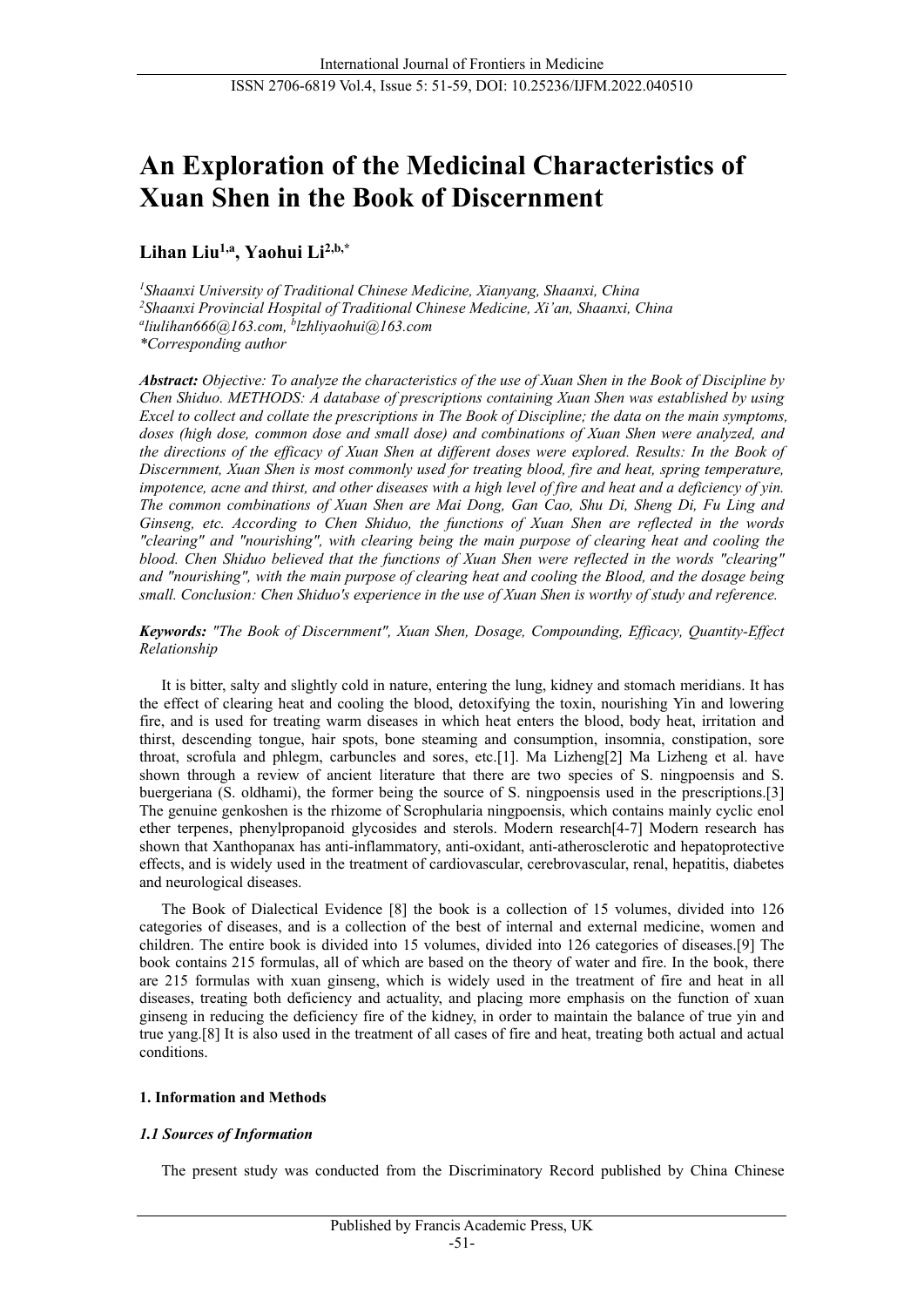# An Exploration of the Medicinal Characteristics of Xuan Shen in the Book of Discernment

**Lihan Liu[1,a], Yaohui Li[2,b,*]**

*[1]Shaanxi University of Traditional Chinese Medicine, Xianyang, Shaanxi, China*
*[2]Shaanxi Provincial Hospital of Traditional Chinese Medicine, Xi'an, Shaanxi, China*
*[a]liulihan666@163.com, [b]lzhliyaohui@163.com*
*\*Corresponding author*

***Abstract:*** *Objective: To analyze the characteristics of the use of Xuan Shen in the Book of Discipline by Chen Shiduo. METHODS: A database of prescriptions containing Xuan Shen was established by using Excel to collect and collate the prescriptions in The Book of Discipline; the data on the main symptoms, doses (high dose, common dose and small dose) and combinations of Xuan Shen were analyzed, and the directions of the efficacy of Xuan Shen at different doses were explored. Results: In the Book of Discernment, Xuan Shen is most commonly used for treating blood, fire and heat, spring temperature, impotence, acne and thirst, and other diseases with a high level of fire and heat and a deficiency of yin. The common combinations of Xuan Shen are Mai Dong, Gan Cao, Shu Di, Sheng Di, Fu Ling and Ginseng, etc. According to Chen Shiduo, the functions of Xuan Shen are reflected in the words "clearing" and "nourishing", with clearing being the main purpose of clearing heat and cooling the blood. Chen Shiduo believed that the functions of Xuan Shen were reflected in the words "clearing" and "nourishing", with the main purpose of clearing heat and cooling the Blood, and the dosage being small. Conclusion: Chen Shiduo's experience in the use of Xuan Shen is worthy of study and reference.*

***Keywords:*** *"The Book of Discernment", Xuan Shen, Dosage, Compounding, Efficacy, Quantity-Effect Relationship*

It is bitter, salty and slightly cold in nature, entering the lung, kidney and stomach meridians. It has the effect of clearing heat and cooling the blood, detoxifying the toxin, nourishing Yin and lowering fire, and is used for treating warm diseases in which heat enters the blood, body heat, irritation and thirst, descending tongue, hair spots, bone steaming and consumption, insomnia, constipation, sore throat, scrofula and phlegm, carbuncles and sores, etc.[1]. Ma Lizheng[2] Ma Lizheng et al. have shown through a review of ancient literature that there are two species of S. ningpoensis and S. buergeriana (S. oldhami), the former being the source of S. ningpoensis used in the prescriptions.[3] The genuine genkoshen is the rhizome of Scrophularia ningpoensis, which contains mainly cyclic enol ether terpenes, phenylpropanoid glycosides and sterols. Modern research[4-7] Modern research has shown that Xanthopanax has anti-inflammatory, anti-oxidant, anti-atherosclerotic and hepatoprotective effects, and is widely used in the treatment of cardiovascular, cerebrovascular, renal, hepatitis, diabetes and neurological diseases.

The Book of Dialectical Evidence [8] the book is a collection of 15 volumes, divided into 126 categories of diseases, and is a collection of the best of internal and external medicine, women and children. The entire book is divided into 15 volumes, divided into 126 categories of diseases.[9] The book contains 215 formulas, all of which are based on the theory of water and fire. In the book, there are 215 formulas with xuan ginseng, which is widely used in the treatment of fire and heat in all diseases, treating both deficiency and actuality, and placing more emphasis on the function of xuan ginseng in reducing the deficiency fire of the kidney, in order to maintain the balance of true yin and true yang.[8] It is also used in the treatment of all cases of fire and heat, treating both actual and actual conditions.

### 1. Information and Methods

#### *1.1 Sources of Information*

The present study was conducted from the Discriminatory Record published by China Chinese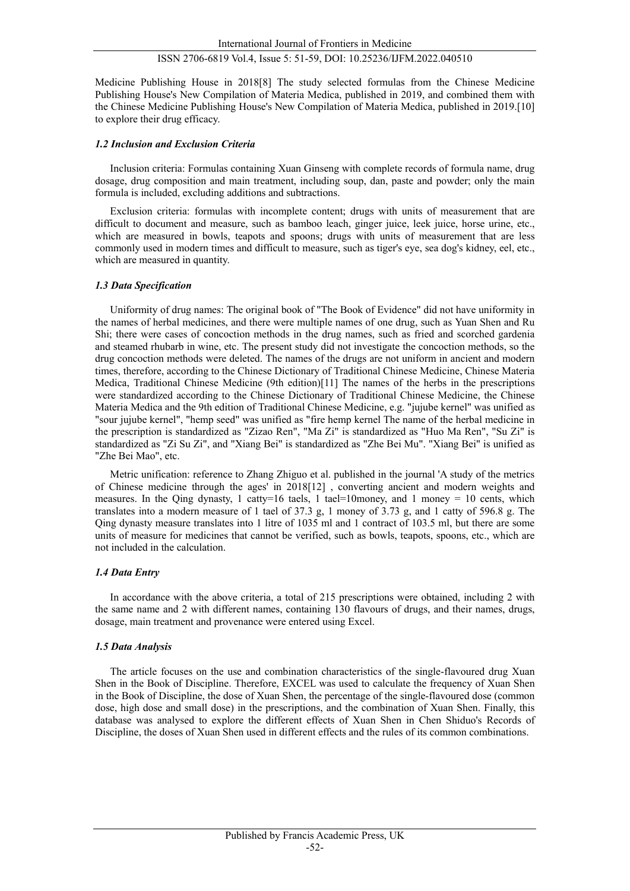Medicine Publishing House in 2018[8] The study selected formulas from the Chinese Medicine Publishing House's New Compilation of Materia Medica, published in 2019, and combined them with the Chinese Medicine Publishing House's New Compilation of Materia Medica, published in 2019.[10] to explore their drug efficacy.

### *1.2 Inclusion and Exclusion Criteria*

Inclusion criteria: Formulas containing Xuan Ginseng with complete records of formula name, drug dosage, drug composition and main treatment, including soup, dan, paste and powder; only the main formula is included, excluding additions and subtractions.

Exclusion criteria: formulas with incomplete content; drugs with units of measurement that are difficult to document and measure, such as bamboo leach, ginger juice, leek juice, horse urine, etc., which are measured in bowls, teapots and spoons; drugs with units of measurement that are less commonly used in modern times and difficult to measure, such as tiger's eye, sea dog's kidney, eel, etc., which are measured in quantity.

### *1.3 Data Specification*

Uniformity of drug names: The original book of "The Book of Evidence" did not have uniformity in the names of herbal medicines, and there were multiple names of one drug, such as Yuan Shen and Ru Shi; there were cases of concoction methods in the drug names, such as fried and scorched gardenia and steamed rhubarb in wine, etc. The present study did not investigate the concoction methods, so the drug concoction methods were deleted. The names of the drugs are not uniform in ancient and modern times, therefore, according to the Chinese Dictionary of Traditional Chinese Medicine, Chinese Materia Medica, Traditional Chinese Medicine (9th edition)[11] The names of the herbs in the prescriptions were standardized according to the Chinese Dictionary of Traditional Chinese Medicine, the Chinese Materia Medica and the 9th edition of Traditional Chinese Medicine, e.g. "jujube kernel" was unified as "sour jujube kernel", "hemp seed" was unified as "fire hemp kernel The name of the herbal medicine in the prescription is standardized as "Zizao Ren", "Ma Zi" is standardized as "Huo Ma Ren", "Su Zi" is standardized as "Zi Su Zi", and "Xiang Bei" is standardized as "Zhe Bei Mu". "Xiang Bei" is unified as "Zhe Bei Mao", etc.

Metric unification: reference to Zhang Zhiguo et al. published in the journal 'A study of the metrics of Chinese medicine through the ages' in 2018[12] , converting ancient and modern weights and measures. In the Qing dynasty, 1 catty=16 taels, 1 tael=10money, and 1 money = 10 cents, which translates into a modern measure of 1 tael of 37.3 g, 1 money of 3.73 g, and 1 catty of 596.8 g. The Qing dynasty measure translates into 1 litre of 1035 ml and 1 contract of 103.5 ml, but there are some units of measure for medicines that cannot be verified, such as bowls, teapots, spoons, etc., which are not included in the calculation.

### *1.4 Data Entry*

In accordance with the above criteria, a total of 215 prescriptions were obtained, including 2 with the same name and 2 with different names, containing 130 flavours of drugs, and their names, drugs, dosage, main treatment and provenance were entered using Excel.

### *1.5 Data Analysis*

The article focuses on the use and combination characteristics of the single-flavoured drug Xuan Shen in the Book of Discipline. Therefore, EXCEL was used to calculate the frequency of Xuan Shen in the Book of Discipline, the dose of Xuan Shen, the percentage of the single-flavoured dose (common dose, high dose and small dose) in the prescriptions, and the combination of Xuan Shen. Finally, this database was analysed to explore the different effects of Xuan Shen in Chen Shiduo's Records of Discipline, the doses of Xuan Shen used in different effects and the rules of its common combinations.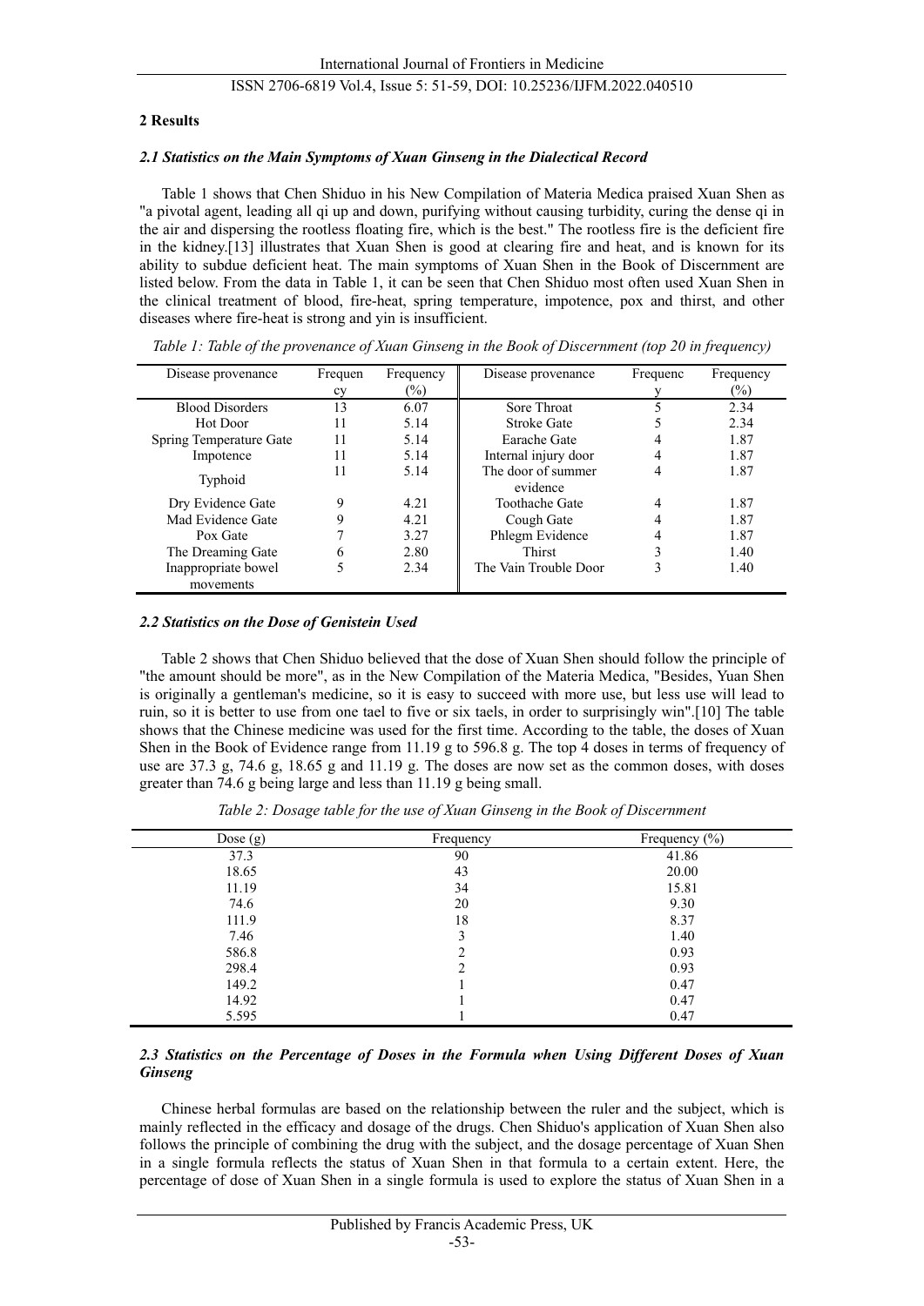## 2 Results

### *2.1 Statistics on the Main Symptoms of Xuan Ginseng in the Dialectical Record*

Table 1 shows that Chen Shiduo in his New Compilation of Materia Medica praised Xuan Shen as "a pivotal agent, leading all qi up and down, purifying without causing turbidity, curing the dense qi in the air and dispersing the rootless floating fire, which is the best." The rootless fire is the deficient fire in the kidney.[13] illustrates that Xuan Shen is good at clearing fire and heat, and is known for its ability to subdue deficient heat. The main symptoms of Xuan Shen in the Book of Discernment are listed below. From the data in Table 1, it can be seen that Chen Shiduo most often used Xuan Shen in the clinical treatment of blood, fire-heat, spring temperature, impotence, pox and thirst, and other diseases where fire-heat is strong and yin is insufficient.

*Table 1: Table of the provenance of Xuan Ginseng in the Book of Discernment (top 20 in frequency)*

| Disease provenance | Frequency | Frequency (%) | Disease provenance | Frequency | Frequency (%) |
|---|---|---|---|---|---|
| Blood Disorders | 13 | 6.07 | Sore Throat | 5 | 2.34 |
| Hot Door | 11 | 5.14 | Stroke Gate | 5 | 2.34 |
| Spring Temperature Gate | 11 | 5.14 | Earache Gate | 4 | 1.87 |
| Impotence | 11 | 5.14 | Internal injury door | 4 | 1.87 |
| Typhoid | 11 | 5.14 | The door of summer evidence | 4 | 1.87 |
| Dry Evidence Gate | 9 | 4.21 | Toothache Gate | 4 | 1.87 |
| Mad Evidence Gate | 9 | 4.21 | Cough Gate | 4 | 1.87 |
| Pox Gate | 7 | 3.27 | Phlegm Evidence | 4 | 1.87 |
| The Dreaming Gate | 6 | 2.80 | Thirst | 3 | 1.40 |
| Inappropriate bowel movements | 5 | 2.34 | The Vain Trouble Door | 3 | 1.40 |

### *2.2 Statistics on the Dose of Genistein Used*

Table 2 shows that Chen Shiduo believed that the dose of Xuan Shen should follow the principle of "the amount should be more", as in the New Compilation of the Materia Medica, "Besides, Yuan Shen is originally a gentleman's medicine, so it is easy to succeed with more use, but less use will lead to ruin, so it is better to use from one tael to five or six taels, in order to surprisingly win".[10] The table shows that the Chinese medicine was used for the first time. According to the table, the doses of Xuan Shen in the Book of Evidence range from 11.19 g to 596.8 g. The top 4 doses in terms of frequency of use are 37.3 g, 74.6 g, 18.65 g and 11.19 g. The doses are now set as the common doses, with doses greater than 74.6 g being large and less than 11.19 g being small.

*Table 2: Dosage table for the use of Xuan Ginseng in the Book of Discernment*

| Dose (g) | Frequency | Frequency (%) |
|---|---|---|
| 37.3 | 90 | 41.86 |
| 18.65 | 43 | 20.00 |
| 11.19 | 34 | 15.81 |
| 74.6 | 20 | 9.30 |
| 111.9 | 18 | 8.37 |
| 7.46 | 3 | 1.40 |
| 586.8 | 2 | 0.93 |
| 298.4 | 2 | 0.93 |
| 149.2 | 1 | 0.47 |
| 14.92 | 1 | 0.47 |
| 5.595 | 1 | 0.47 |

### *2.3 Statistics on the Percentage of Doses in the Formula when Using Different Doses of Xuan Ginseng*

Chinese herbal formulas are based on the relationship between the ruler and the subject, which is mainly reflected in the efficacy and dosage of the drugs. Chen Shiduo's application of Xuan Shen also follows the principle of combining the drug with the subject, and the dosage percentage of Xuan Shen in a single formula reflects the status of Xuan Shen in that formula to a certain extent. Here, the percentage of dose of Xuan Shen in a single formula is used to explore the status of Xuan Shen in a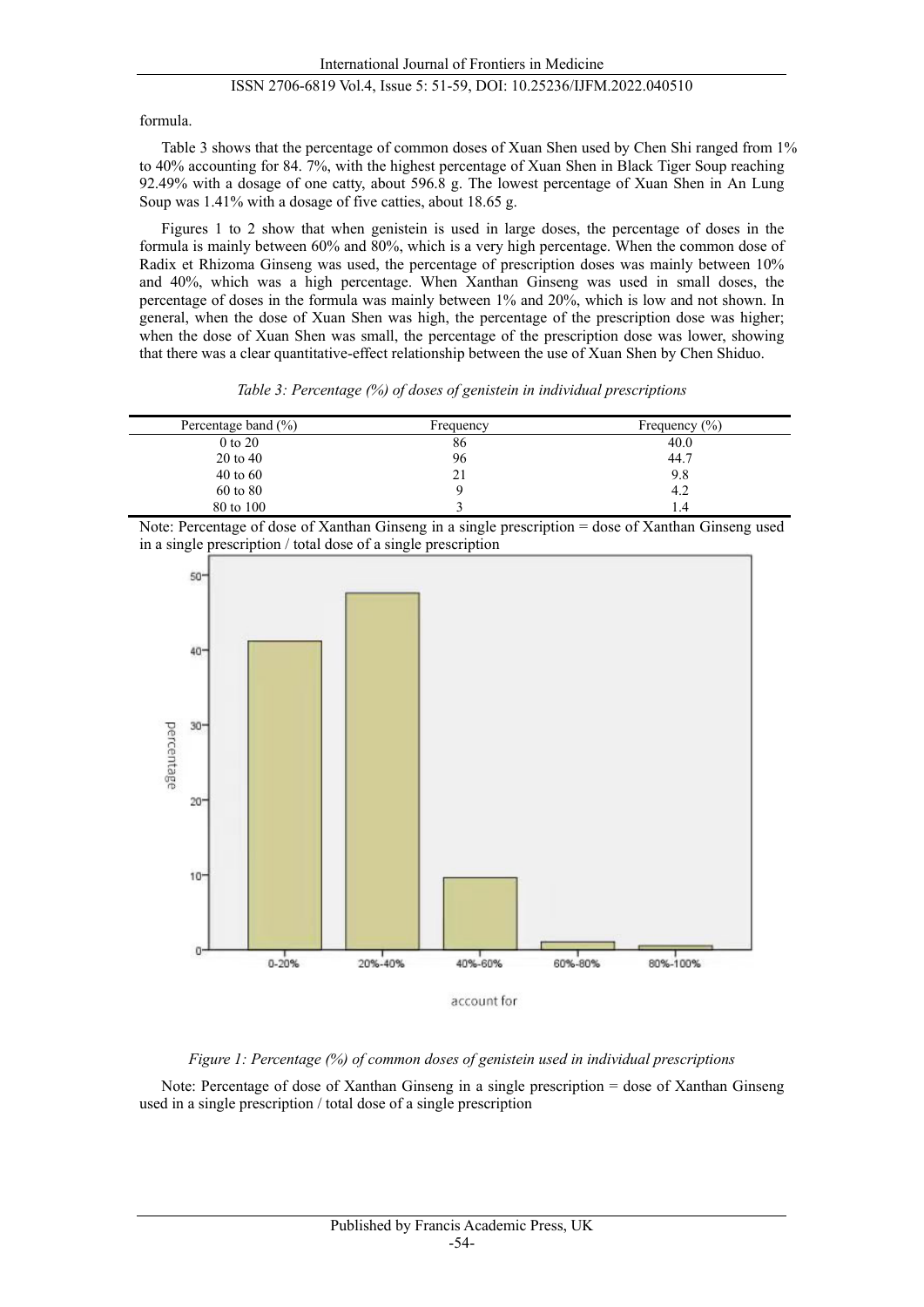formula.

Table 3 shows that the percentage of common doses of Xuan Shen used by Chen Shi ranged from 1% to 40% accounting for 84. 7%, with the highest percentage of Xuan Shen in Black Tiger Soup reaching 92.49% with a dosage of one catty, about 596.8 g. The lowest percentage of Xuan Shen in An Lung Soup was 1.41% with a dosage of five catties, about 18.65 g.

Figures 1 to 2 show that when genistein is used in large doses, the percentage of doses in the formula is mainly between 60% and 80%, which is a very high percentage. When the common dose of Radix et Rhizoma Ginseng was used, the percentage of prescription doses was mainly between 10% and 40%, which was a high percentage. When Xanthan Ginseng was used in small doses, the percentage of doses in the formula was mainly between 1% and 20%, which is low and not shown. In general, when the dose of Xuan Shen was high, the percentage of the prescription dose was higher; when the dose of Xuan Shen was small, the percentage of the prescription dose was lower, showing that there was a clear quantitative-effect relationship between the use of Xuan Shen by Chen Shiduo.

*Table 3: Percentage (%) of doses of genistein in individual prescriptions*

| Percentage band (%) | Frequency | Frequency (%) |
|---|---|---|
| 0 to 20 | 86 | 40.0 |
| 20 to 40 | 96 | 44.7 |
| 40 to 60 | 21 | 9.8 |
| 60 to 80 | 9 | 4.2 |
| 80 to 100 | 3 | 1.4 |

Note: Percentage of dose of Xanthan Ginseng in a single prescription = dose of Xanthan Ginseng used in a single prescription / total dose of a single prescription

*Figure 1: Percentage (%) of common doses of genistein used in individual prescriptions*

Note: Percentage of dose of Xanthan Ginseng in a single prescription = dose of Xanthan Ginseng used in a single prescription / total dose of a single prescription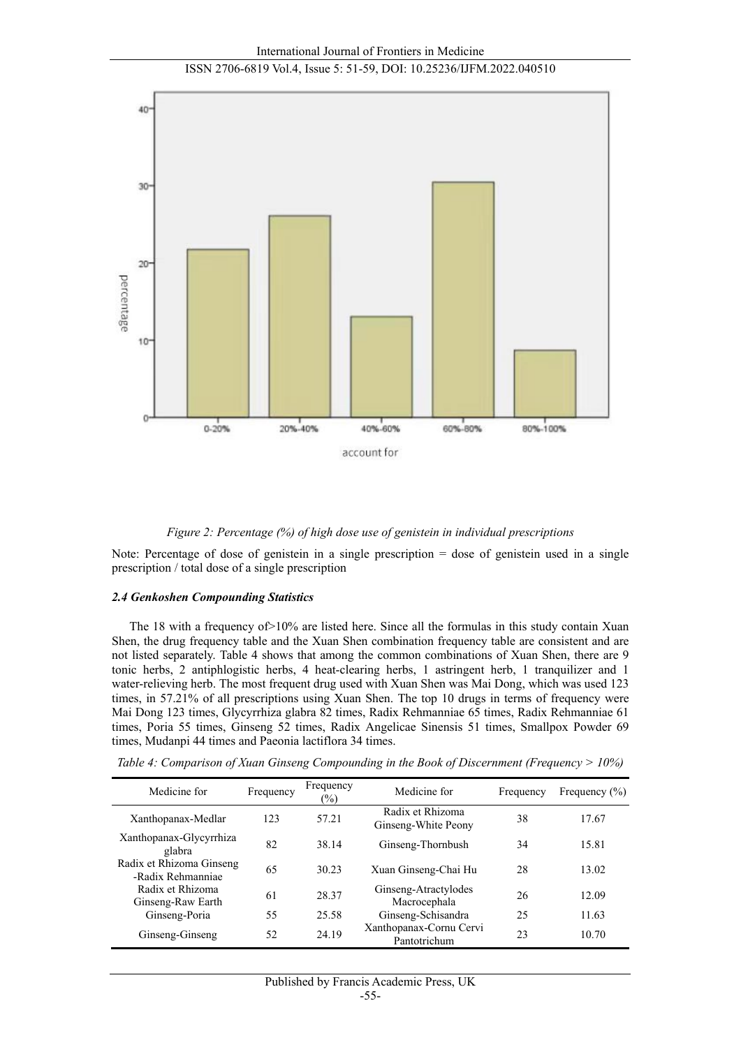Figure 2: Percentage (%) of high dose use of genistein in individual prescriptions

Note: Percentage of dose of genistein in a single prescription = dose of genistein used in a single prescription / total dose of a single prescription

### *2.4 Genkoshen Compounding Statistics*

The 18 with a frequency of>10% are listed here. Since all the formulas in this study contain Xuan Shen, the drug frequency table and the Xuan Shen combination frequency table are consistent and are not listed separately. Table 4 shows that among the common combinations of Xuan Shen, there are 9 tonic herbs, 2 antiphlogistic herbs, 4 heat-clearing herbs, 1 astringent herb, 1 tranquilizer and 1 water-relieving herb. The most frequent drug used with Xuan Shen was Mai Dong, which was used 123 times, in 57.21% of all prescriptions using Xuan Shen. The top 10 drugs in terms of frequency were Mai Dong 123 times, Glycyrrhiza glabra 82 times, Radix Rehmanniae 65 times, Radix Rehmanniae 61 times, Poria 55 times, Ginseng 52 times, Radix Angelicae Sinensis 51 times, Smallpox Powder 69 times, Mudanpi 44 times and Paeonia lactiflora 34 times.

*Table 4: Comparison of Xuan Ginseng Compounding in the Book of Discernment (Frequency > 10%)*

| Medicine for | Frequency | Frequency (%) | Medicine for | Frequency | Frequency (%) |
|---|---|---|---|---|---|
| Xanthopanax-Medlar | 123 | 57.21 | Radix et Rhizoma Ginseng-White Peony | 38 | 17.67 |
| Xanthopanax-Glycyrrhiza glabra | 82 | 38.14 | Ginseng-Thornbush | 34 | 15.81 |
| Radix et Rhizoma Ginseng -Radix Rehmanniae | 65 | 30.23 | Xuan Ginseng-Chai Hu | 28 | 13.02 |
| Radix et Rhizoma Ginseng-Raw Earth | 61 | 28.37 | Ginseng-Atractylodes Macrocephala | 26 | 12.09 |
| Ginseng-Poria | 55 | 25.58 | Ginseng-Schisandra | 25 | 11.63 |
| Ginseng-Ginseng | 52 | 24.19 | Xanthopanax-Cornu Cervi Pantotrichum | 23 | 10.70 |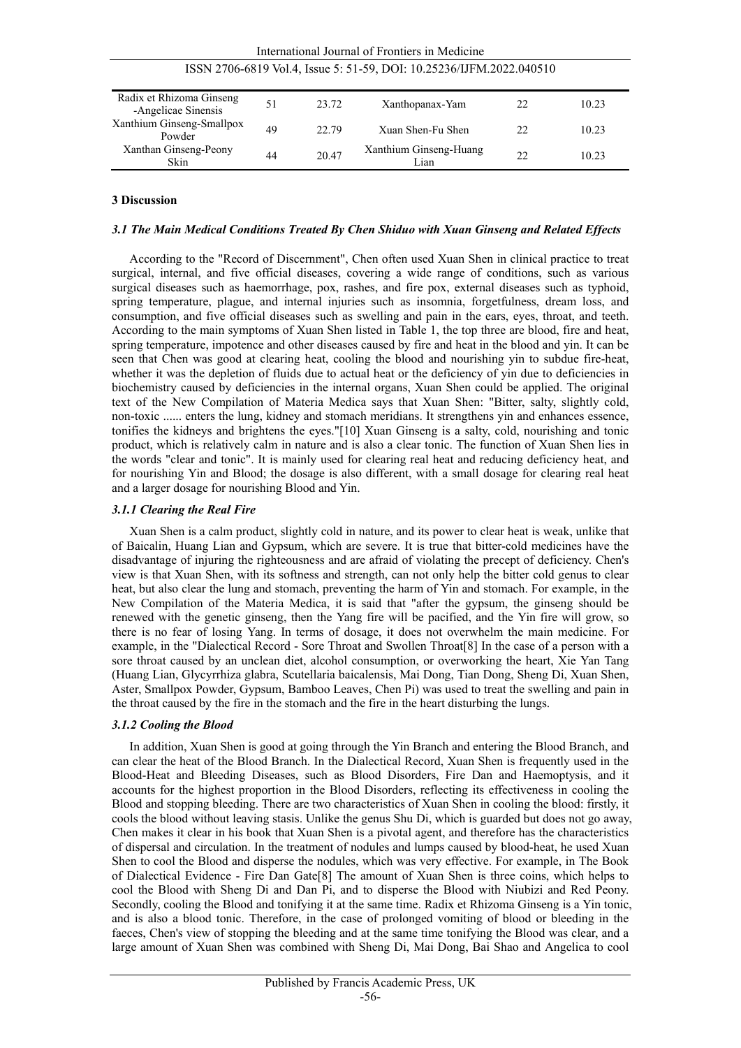| Radix et Rhizoma Ginseng -Angelicae Sinensis | 51 | 23.72 | Xanthopanax-Yam | 22 | 10.23 |
|---|---|---|---|---|---|
| Xanthium Ginseng-Smallpox Powder | 49 | 22.79 | Xuan Shen-Fu Shen | 22 | 10.23 |
| Xanthan Ginseng-Peony Skin | 44 | 20.47 | Xanthium Ginseng-Huang Lian | 22 | 10.23 |

## 3 Discussion

### *3.1 The Main Medical Conditions Treated By Chen Shiduo with Xuan Ginseng and Related Effects*

According to the "Record of Discernment", Chen often used Xuan Shen in clinical practice to treat surgical, internal, and five official diseases, covering a wide range of conditions, such as various surgical diseases such as haemorrhage, pox, rashes, and fire pox, external diseases such as typhoid, spring temperature, plague, and internal injuries such as insomnia, forgetfulness, dream loss, and consumption, and five official diseases such as swelling and pain in the ears, eyes, throat, and teeth. According to the main symptoms of Xuan Shen listed in Table 1, the top three are blood, fire and heat, spring temperature, impotence and other diseases caused by fire and heat in the blood and yin. It can be seen that Chen was good at clearing heat, cooling the blood and nourishing yin to subdue fire-heat, whether it was the depletion of fluids due to actual heat or the deficiency of yin due to deficiencies in biochemistry caused by deficiencies in the internal organs, Xuan Shen could be applied. The original text of the New Compilation of Materia Medica says that Xuan Shen: "Bitter, salty, slightly cold, non-toxic ...... enters the lung, kidney and stomach meridians. It strengthens yin and enhances essence, tonifies the kidneys and brightens the eyes."[10] Xuan Ginseng is a salty, cold, nourishing and tonic product, which is relatively calm in nature and is also a clear tonic. The function of Xuan Shen lies in the words "clear and tonic". It is mainly used for clearing real heat and reducing deficiency heat, and for nourishing Yin and Blood; the dosage is also different, with a small dosage for clearing real heat and a larger dosage for nourishing Blood and Yin.

#### *3.1.1 Clearing the Real Fire*

Xuan Shen is a calm product, slightly cold in nature, and its power to clear heat is weak, unlike that of Baicalin, Huang Lian and Gypsum, which are severe. It is true that bitter-cold medicines have the disadvantage of injuring the righteousness and are afraid of violating the precept of deficiency. Chen's view is that Xuan Shen, with its softness and strength, can not only help the bitter cold genus to clear heat, but also clear the lung and stomach, preventing the harm of Yin and stomach. For example, in the New Compilation of the Materia Medica, it is said that "after the gypsum, the ginseng should be renewed with the genetic ginseng, then the Yang fire will be pacified, and the Yin fire will grow, so there is no fear of losing Yang. In terms of dosage, it does not overwhelm the main medicine. For example, in the "Dialectical Record - Sore Throat and Swollen Throat[8] In the case of a person with a sore throat caused by an unclean diet, alcohol consumption, or overworking the heart, Xie Yan Tang (Huang Lian, Glycyrrhiza glabra, Scutellaria baicalensis, Mai Dong, Tian Dong, Sheng Di, Xuan Shen, Aster, Smallpox Powder, Gypsum, Bamboo Leaves, Chen Pi) was used to treat the swelling and pain in the throat caused by the fire in the stomach and the fire in the heart disturbing the lungs.

#### *3.1.2 Cooling the Blood*

In addition, Xuan Shen is good at going through the Yin Branch and entering the Blood Branch, and can clear the heat of the Blood Branch. In the Dialectical Record, Xuan Shen is frequently used in the Blood-Heat and Bleeding Diseases, such as Blood Disorders, Fire Dan and Haemoptysis, and it accounts for the highest proportion in the Blood Disorders, reflecting its effectiveness in cooling the Blood and stopping bleeding. There are two characteristics of Xuan Shen in cooling the blood: firstly, it cools the blood without leaving stasis. Unlike the genus Shu Di, which is guarded but does not go away, Chen makes it clear in his book that Xuan Shen is a pivotal agent, and therefore has the characteristics of dispersal and circulation. In the treatment of nodules and lumps caused by blood-heat, he used Xuan Shen to cool the Blood and disperse the nodules, which was very effective. For example, in The Book of Dialectical Evidence - Fire Dan Gate[8] The amount of Xuan Shen is three coins, which helps to cool the Blood with Sheng Di and Dan Pi, and to disperse the Blood with Niubizi and Red Peony. Secondly, cooling the Blood and tonifying it at the same time. Radix et Rhizoma Ginseng is a Yin tonic, and is also a blood tonic. Therefore, in the case of prolonged vomiting of blood or bleeding in the faeces, Chen's view of stopping the bleeding and at the same time tonifying the Blood was clear, and a large amount of Xuan Shen was combined with Sheng Di, Mai Dong, Bai Shao and Angelica to cool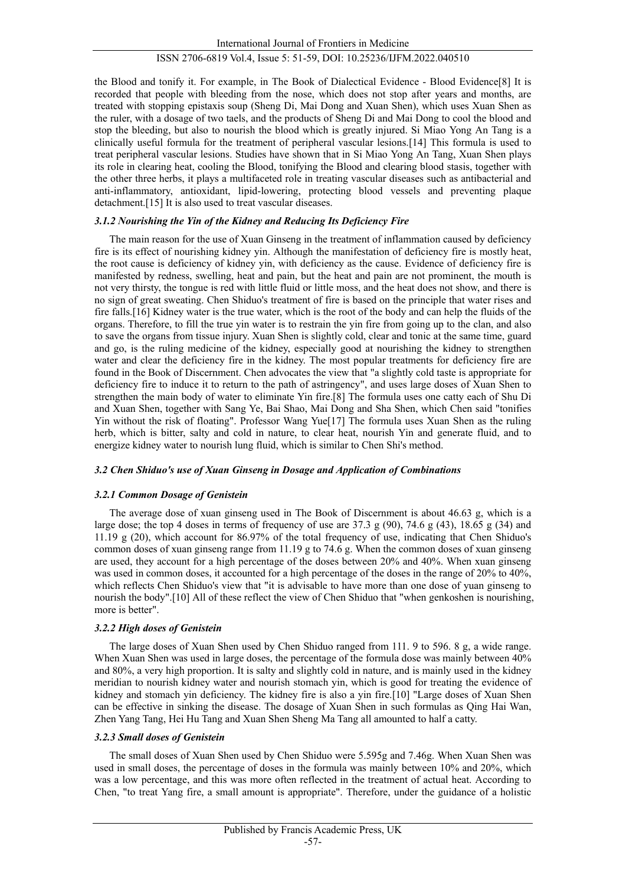the Blood and tonify it. For example, in The Book of Dialectical Evidence - Blood Evidence[8] It is recorded that people with bleeding from the nose, which does not stop after years and months, are treated with stopping epistaxis soup (Sheng Di, Mai Dong and Xuan Shen), which uses Xuan Shen as the ruler, with a dosage of two taels, and the products of Sheng Di and Mai Dong to cool the blood and stop the bleeding, but also to nourish the blood which is greatly injured. Si Miao Yong An Tang is a clinically useful formula for the treatment of peripheral vascular lesions.[14] This formula is used to treat peripheral vascular lesions. Studies have shown that in Si Miao Yong An Tang, Xuan Shen plays its role in clearing heat, cooling the Blood, tonifying the Blood and clearing blood stasis, together with the other three herbs, it plays a multifaceted role in treating vascular diseases such as antibacterial and anti-inflammatory, antioxidant, lipid-lowering, protecting blood vessels and preventing plaque detachment.[15] It is also used to treat vascular diseases.

#### *3.1.2 Nourishing the Yin of the Kidney and Reducing Its Deficiency Fire*

The main reason for the use of Xuan Ginseng in the treatment of inflammation caused by deficiency fire is its effect of nourishing kidney yin. Although the manifestation of deficiency fire is mostly heat, the root cause is deficiency of kidney yin, with deficiency as the cause. Evidence of deficiency fire is manifested by redness, swelling, heat and pain, but the heat and pain are not prominent, the mouth is not very thirsty, the tongue is red with little fluid or little moss, and the heat does not show, and there is no sign of great sweating. Chen Shiduo's treatment of fire is based on the principle that water rises and fire falls.[16] Kidney water is the true water, which is the root of the body and can help the fluids of the organs. Therefore, to fill the true yin water is to restrain the yin fire from going up to the clan, and also to save the organs from tissue injury. Xuan Shen is slightly cold, clear and tonic at the same time, guard and go, is the ruling medicine of the kidney, especially good at nourishing the kidney to strengthen water and clear the deficiency fire in the kidney. The most popular treatments for deficiency fire are found in the Book of Discernment. Chen advocates the view that "a slightly cold taste is appropriate for deficiency fire to induce it to return to the path of astringency", and uses large doses of Xuan Shen to strengthen the main body of water to eliminate Yin fire.[8] The formula uses one catty each of Shu Di and Xuan Shen, together with Sang Ye, Bai Shao, Mai Dong and Sha Shen, which Chen said "tonifies Yin without the risk of floating". Professor Wang Yue[17] The formula uses Xuan Shen as the ruling herb, which is bitter, salty and cold in nature, to clear heat, nourish Yin and generate fluid, and to energize kidney water to nourish lung fluid, which is similar to Chen Shi's method.

### *3.2 Chen Shiduo's use of Xuan Ginseng in Dosage and Application of Combinations*

#### *3.2.1 Common Dosage of Genistein*

The average dose of xuan ginseng used in The Book of Discernment is about 46.63 g, which is a large dose; the top 4 doses in terms of frequency of use are 37.3 g (90), 74.6 g (43), 18.65 g (34) and 11.19 g (20), which account for 86.97% of the total frequency of use, indicating that Chen Shiduo's common doses of xuan ginseng range from 11.19 g to 74.6 g. When the common doses of xuan ginseng are used, they account for a high percentage of the doses between 20% and 40%. When xuan ginseng was used in common doses, it accounted for a high percentage of the doses in the range of 20% to 40%, which reflects Chen Shiduo's view that "it is advisable to have more than one dose of yuan ginseng to nourish the body".[10] All of these reflect the view of Chen Shiduo that "when genkoshen is nourishing, more is better".

#### *3.2.2 High doses of Genistein*

The large doses of Xuan Shen used by Chen Shiduo ranged from 111. 9 to 596. 8 g, a wide range. When Xuan Shen was used in large doses, the percentage of the formula dose was mainly between 40% and 80%, a very high proportion. It is salty and slightly cold in nature, and is mainly used in the kidney meridian to nourish kidney water and nourish stomach yin, which is good for treating the evidence of kidney and stomach yin deficiency. The kidney fire is also a yin fire.[10] "Large doses of Xuan Shen can be effective in sinking the disease. The dosage of Xuan Shen in such formulas as Qing Hai Wan, Zhen Yang Tang, Hei Hu Tang and Xuan Shen Sheng Ma Tang all amounted to half a catty.

#### *3.2.3 Small doses of Genistein*

The small doses of Xuan Shen used by Chen Shiduo were 5.595g and 7.46g. When Xuan Shen was used in small doses, the percentage of doses in the formula was mainly between 10% and 20%, which was a low percentage, and this was more often reflected in the treatment of actual heat. According to Chen, "to treat Yang fire, a small amount is appropriate". Therefore, under the guidance of a holistic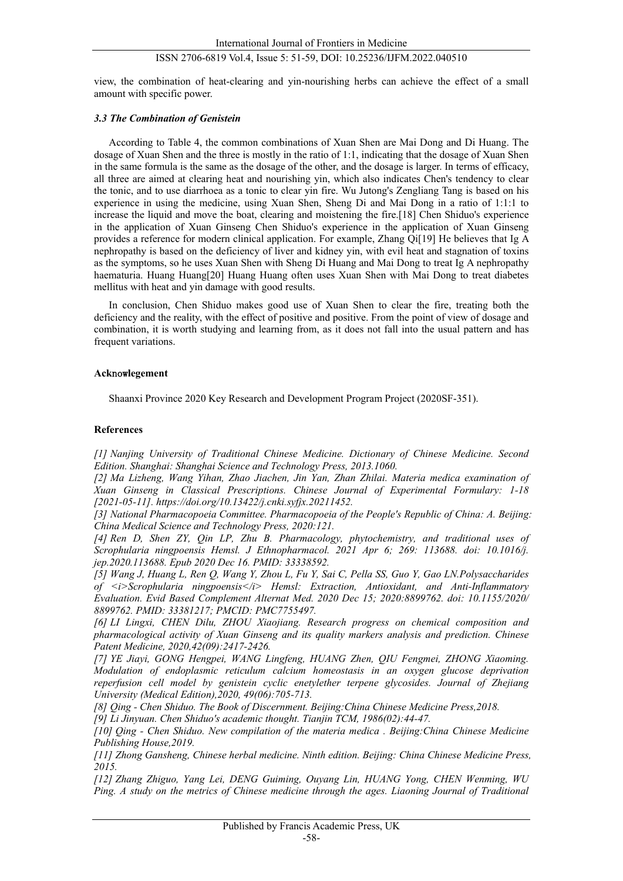view, the combination of heat-clearing and yin-nourishing herbs can achieve the effect of a small amount with specific power.

### *3.3 The Combination of Genistein*

According to Table 4, the common combinations of Xuan Shen are Mai Dong and Di Huang. The dosage of Xuan Shen and the three is mostly in the ratio of 1:1, indicating that the dosage of Xuan Shen in the same formula is the same as the dosage of the other, and the dosage is larger. In terms of efficacy, all three are aimed at clearing heat and nourishing yin, which also indicates Chen's tendency to clear the tonic, and to use diarrhoea as a tonic to clear yin fire. Wu Jutong's Zengliang Tang is based on his experience in using the medicine, using Xuan Shen, Sheng Di and Mai Dong in a ratio of 1:1:1 to increase the liquid and move the boat, clearing and moistening the fire.[18] Chen Shiduo's experience in the application of Xuan Ginseng Chen Shiduo's experience in the application of Xuan Ginseng provides a reference for modern clinical application. For example, Zhang Qi[19] He believes that Ig A nephropathy is based on the deficiency of liver and kidney yin, with evil heat and stagnation of toxins as the symptoms, so he uses Xuan Shen with Sheng Di Huang and Mai Dong to treat Ig A nephropathy haematuria. Huang Huang[20] Huang Huang often uses Xuan Shen with Mai Dong to treat diabetes mellitus with heat and yin damage with good results.

In conclusion, Chen Shiduo makes good use of Xuan Shen to clear the fire, treating both the deficiency and the reality, with the effect of positive and positive. From the point of view of dosage and combination, it is worth studying and learning from, as it does not fall into the usual pattern and has frequent variations.

## Acknowlegement

Shaanxi Province 2020 Key Research and Development Program Project (2020SF-351).

## References

*[1] Nanjing University of Traditional Chinese Medicine. Dictionary of Chinese Medicine. Second Edition. Shanghai: Shanghai Science and Technology Press, 2013.1060.*

*[2] Ma Lizheng, Wang Yihan, Zhao Jiachen, Jin Yan, Zhan Zhilai. Materia medica examination of Xuan Ginseng in Classical Prescriptions. Chinese Journal of Experimental Formulary: 1-18 [2021-05-11]. https://doi.org/10.13422/j.cnki.syfjx.20211452.*

*[3] National Pharmacopoeia Committee. Pharmacopoeia of the People's Republic of China: A. Beijing: China Medical Science and Technology Press, 2020:121.*

*[4] Ren D, Shen ZY, Qin LP, Zhu B. Pharmacology, phytochemistry, and traditional uses of Scrophularia ningpoensis Hemsl. J Ethnopharmacol. 2021 Apr 6; 269: 113688. doi: 10.1016/j. jep.2020.113688. Epub 2020 Dec 16. PMID: 33338592.*

*[5] Wang J, Huang L, Ren Q, Wang Y, Zhou L, Fu Y, Sai C, Pella SS, Guo Y, Gao LN.Polysaccharides of <i>Scrophularia ningpoensis</i> Hemsl: Extraction, Antioxidant, and Anti-Inflammatory Evaluation. Evid Based Complement Alternat Med. 2020 Dec 15; 2020:8899762. doi: 10.1155/2020/ 8899762. PMID: 33381217; PMCID: PMC7755497.*

*[6] LI Lingxi, CHEN Dilu, ZHOU Xiaojiang. Research progress on chemical composition and pharmacological activity of Xuan Ginseng and its quality markers analysis and prediction. Chinese Patent Medicine, 2020,42(09):2417-2426.*

*[7] YE Jiayi, GONG Hengpei, WANG Lingfeng, HUANG Zhen, QIU Fengmei, ZHONG Xiaoming. Modulation of endoplasmic reticulum calcium homeostasis in an oxygen glucose deprivation reperfusion cell model by genistein cyclic enetylether terpene glycosides. Journal of Zhejiang University (Medical Edition),2020, 49(06):705-713.*

*[8] Qing - Chen Shiduo. The Book of Discernment. Beijing:China Chinese Medicine Press,2018.*

*[9] Li Jinyuan. Chen Shiduo's academic thought. Tianjin TCM, 1986(02):44-47.*

*[10] Qing - Chen Shiduo. New compilation of the materia medica . Beijing:China Chinese Medicine Publishing House,2019.*

*[11] Zhong Gansheng, Chinese herbal medicine. Ninth edition. Beijing: China Chinese Medicine Press, 2015.*

*[12] Zhang Zhiguo, Yang Lei, DENG Guiming, Ouyang Lin, HUANG Yong, CHEN Wenming, WU Ping. A study on the metrics of Chinese medicine through the ages. Liaoning Journal of Traditional*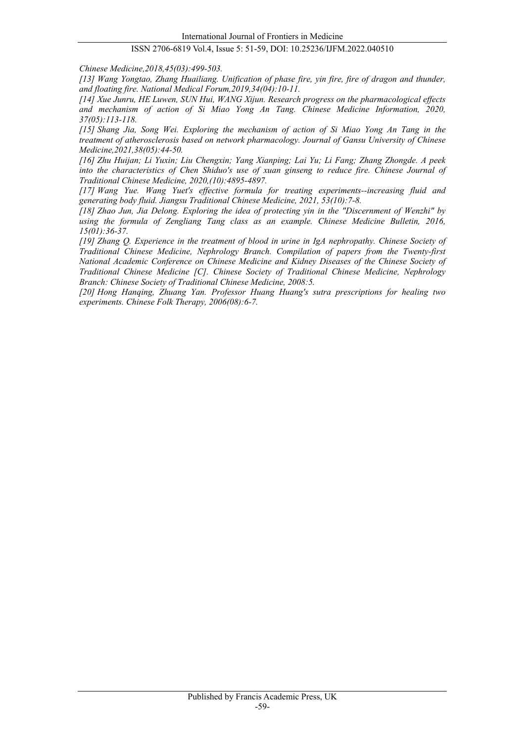*Chinese Medicine,2018,45(03):499-503.*

*[13] Wang Yongtao, Zhang Huailiang. Unification of phase fire, yin fire, fire of dragon and thunder, and floating fire. National Medical Forum,2019,34(04):10-11.*

*[14] Xue Junru, HE Luwen, SUN Hui, WANG Xijun. Research progress on the pharmacological effects and mechanism of action of Si Miao Yong An Tang. Chinese Medicine Information, 2020, 37(05):113-118.*

*[15] Shang Jia, Song Wei. Exploring the mechanism of action of Si Miao Yong An Tang in the treatment of atherosclerosis based on network pharmacology. Journal of Gansu University of Chinese Medicine,2021,38(05):44-50.*

*[16] Zhu Huijan; Li Yuxin; Liu Chengxin; Yang Xianping; Lai Yu; Li Fang; Zhang Zhongde. A peek into the characteristics of Chen Shiduo's use of xuan ginseng to reduce fire. Chinese Journal of Traditional Chinese Medicine, 2020,(10):4895-4897.*

*[17] Wang Yue. Wang Yuet's effective formula for treating experiments--increasing fluid and generating body fluid. Jiangsu Traditional Chinese Medicine, 2021, 53(10):7-8.*

*[18] Zhao Jun, Jia Delong. Exploring the idea of protecting yin in the "Discernment of Wenzhi" by using the formula of Zengliang Tang class as an example. Chinese Medicine Bulletin, 2016, 15(01):36-37.*

*[19] Zhang Q. Experience in the treatment of blood in urine in IgA nephropathy. Chinese Society of Traditional Chinese Medicine, Nephrology Branch. Compilation of papers from the Twenty-first National Academic Conference on Chinese Medicine and Kidney Diseases of the Chinese Society of Traditional Chinese Medicine [C]. Chinese Society of Traditional Chinese Medicine, Nephrology Branch: Chinese Society of Traditional Chinese Medicine, 2008:5.*

*[20] Hong Hanqing, Zhuang Yan. Professor Huang Huang's sutra prescriptions for healing two experiments. Chinese Folk Therapy, 2006(08):6-7.*